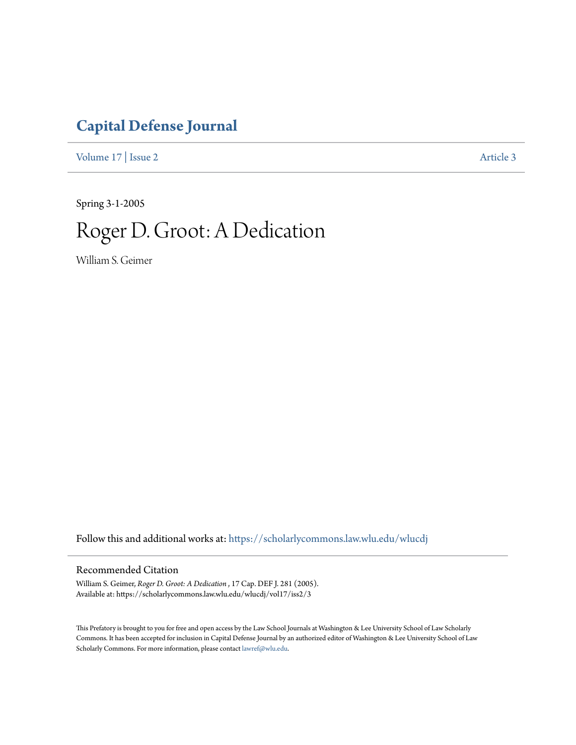# Capital Defense Journal

Volume 17 | Issue 2 Article 3

Spring 3-1-2005

## Roger D. Groot: A Dedication

William S. Geimer

Follow this and additional works at: https://scholarlycommons.law.wlu.edu/wlucdj

### Recommended Citation

William S. Geimer, *Roger D. Groot: A Dedication* , 17 Cap. DEF J. 281 (2005).
Available at: https://scholarlycommons.law.wlu.edu/wlucdj/vol17/iss2/3

This Prefatory is brought to you for free and open access by the Law School Journals at Washington & Lee University School of Law Scholarly Commons. It has been accepted for inclusion in Capital Defense Journal by an authorized editor of Washington & Lee University School of Law Scholarly Commons. For more information, please contact lawref@wlu.edu.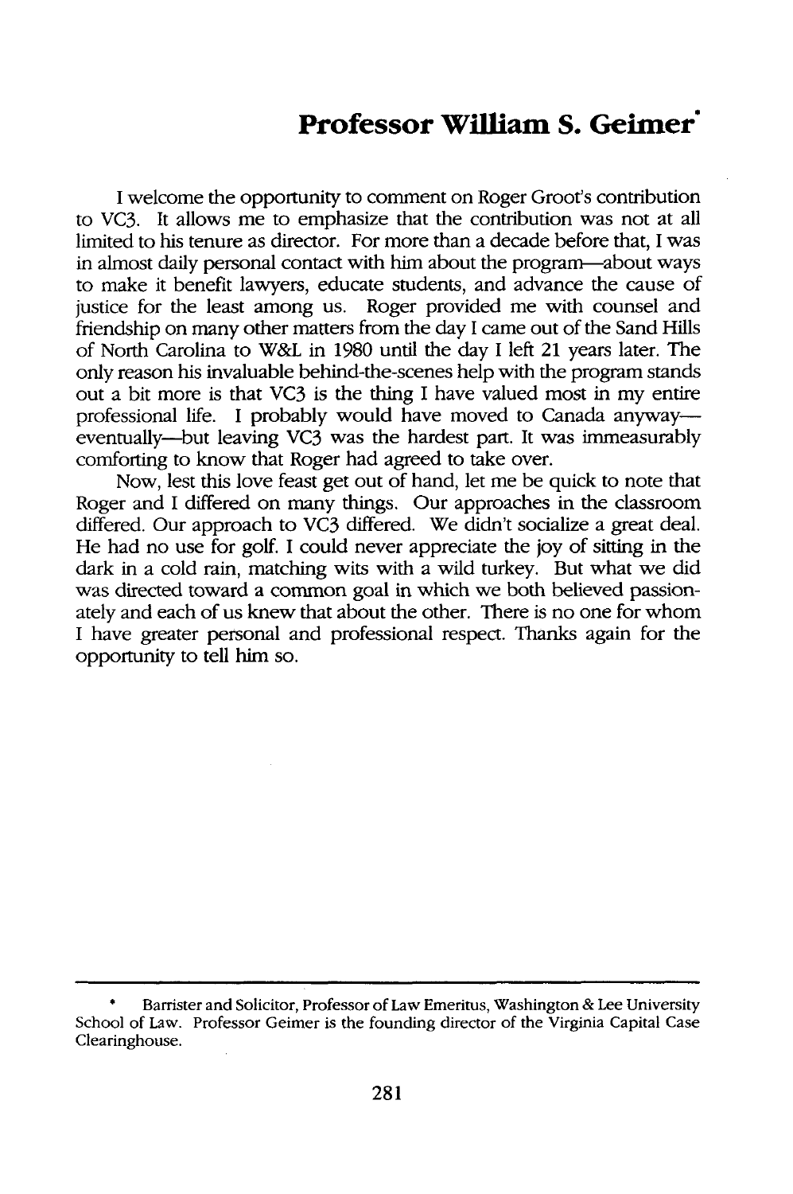# Professor William S. Geimer*

I welcome the opportunity to comment on Roger Groot's contribution to VC3. It allows me to emphasize that the contribution was not at all limited to his tenure as director. For more than a decade before that, I was in almost daily personal contact with him about the program—about ways to make it benefit lawyers, educate students, and advance the cause of justice for the least among us. Roger provided me with counsel and friendship on many other matters from the day I came out of the Sand Hills of North Carolina to W&L in 1980 until the day I left 21 years later. The only reason his invaluable behind-the-scenes help with the program stands out a bit more is that VC3 is the thing I have valued most in my entire professional life. I probably would have moved to Canada anyway—eventually—but leaving VC3 was the hardest part. It was immeasurably comforting to know that Roger had agreed to take over.

Now, lest this love feast get out of hand, let me be quick to note that Roger and I differed on many things. Our approaches in the classroom differed. Our approach to VC3 differed. We didn't socialize a great deal. He had no use for golf. I could never appreciate the joy of sitting in the dark in a cold rain, matching wits with a wild turkey. But what we did was directed toward a common goal in which we both believed passionately and each of us knew that about the other. There is no one for whom I have greater personal and professional respect. Thanks again for the opportunity to tell him so.

---

\* Barrister and Solicitor, Professor of Law Emeritus, Washington & Lee University School of Law. Professor Geimer is the founding director of the Virginia Capital Case Clearinghouse.